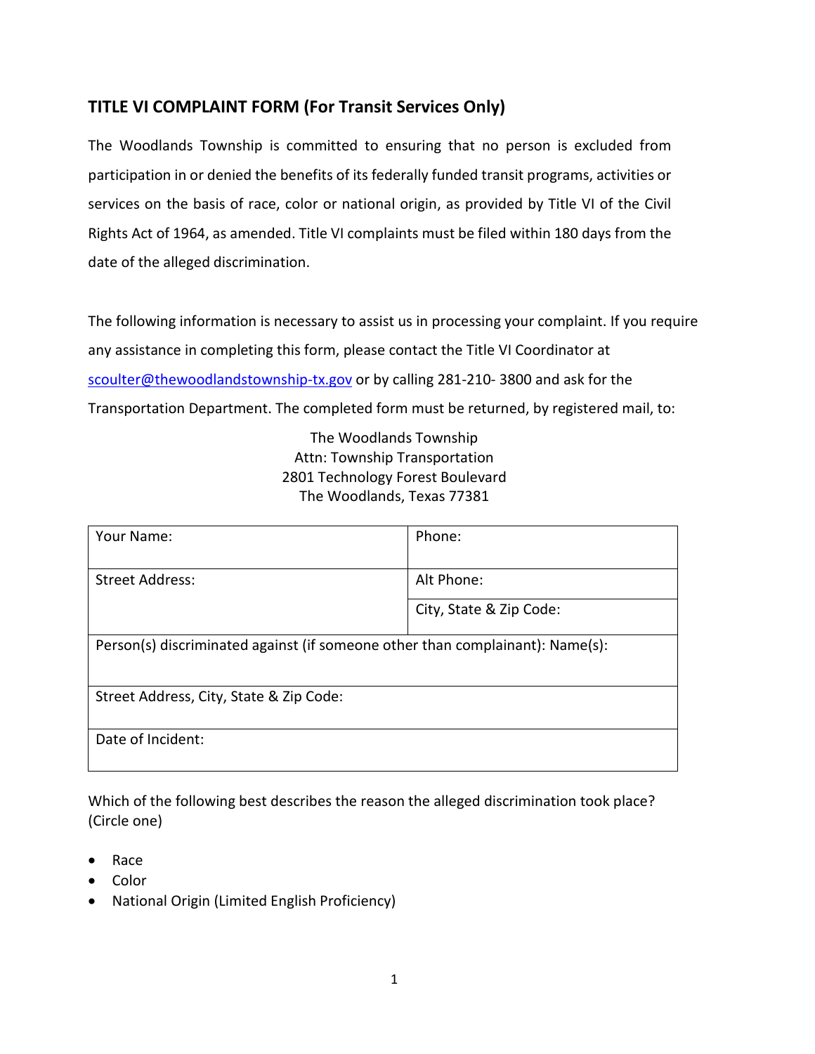## TITLE VI COMPLAINT FORM (For Transit Services Only)

The Woodlands Township is committed to ensuring that no person is excluded from participation in or denied the benefits of its federally funded transit programs, activities or services on the basis of race, color or national origin, as provided by Title VI of the Civil Rights Act of 1964, as amended. Title VI complaints must be filed within 180 days from the date of the alleged discrimination.

The following information is necessary to assist us in processing your complaint. If you require any assistance in completing this form, please contact the Title VI Coordinator at scoulter@thewoodlandstownship-tx.gov or by calling 281-210- 3800 and ask for the Transportation Department. The completed form must be returned, by registered mail, to:

The Woodlands Township
Attn: Township Transportation
2801 Technology Forest Boulevard
The Woodlands, Texas 77381

| Your Name: | Phone: |
|---|---|
| Street Address: | Alt Phone: |
| | City, State & Zip Code: |
| Person(s) discriminated against (if someone other than complainant): Name(s): | |
| Street Address, City, State & Zip Code: | |
| Date of Incident: | |

Which of the following best describes the reason the alleged discrimination took place? (Circle one)

- Race
- Color
- National Origin (Limited English Proficiency)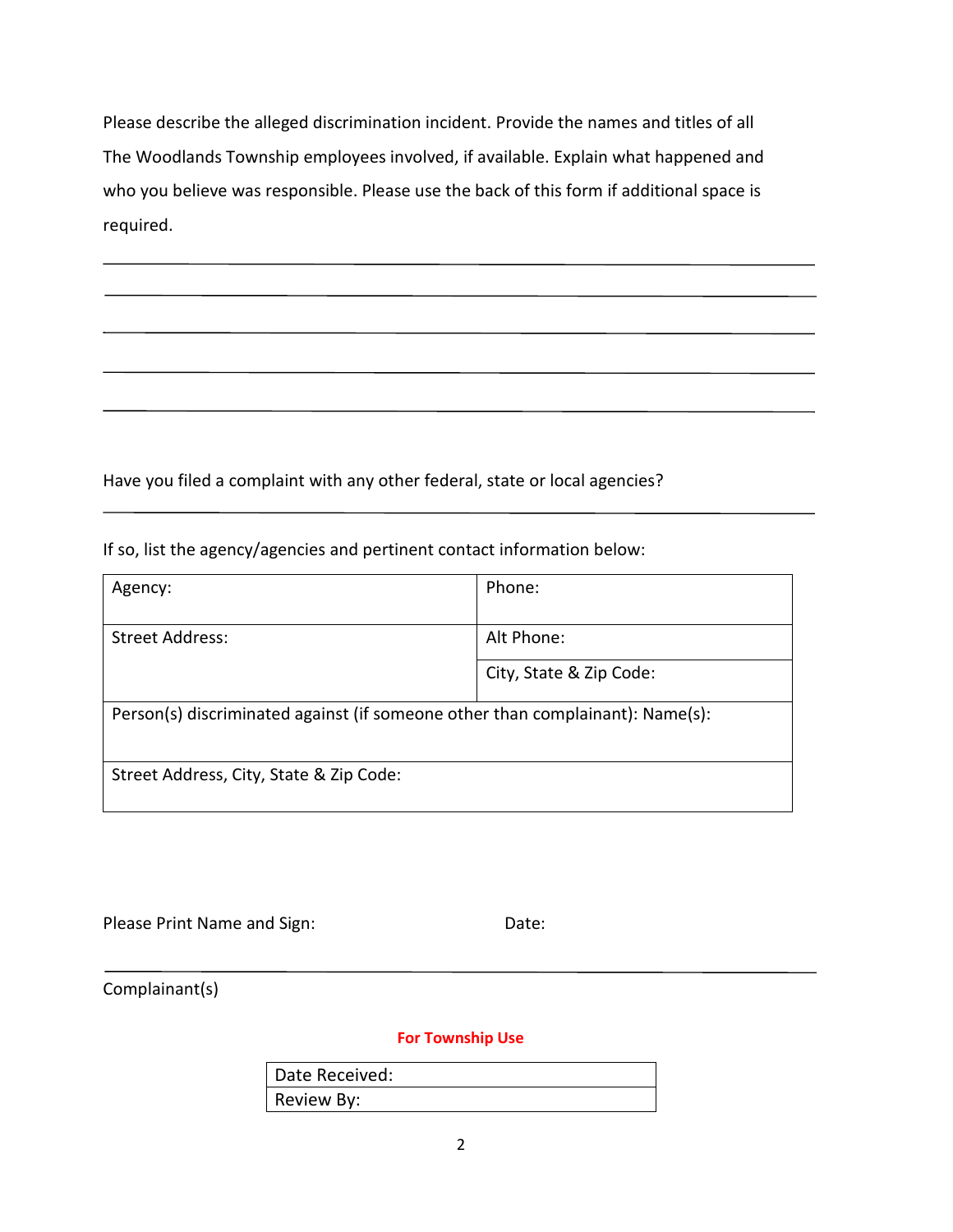Please describe the alleged discrimination incident. Provide the names and titles of all The Woodlands Township employees involved, if available. Explain what happened and who you believe was responsible. Please use the back of this form if additional space is required.

\_\_\_\_\_\_\_\_\_\_\_\_\_\_\_\_\_\_\_\_\_\_\_\_\_\_\_\_\_\_\_\_\_\_\_\_\_\_\_\_\_\_\_\_\_\_\_\_\_\_\_\_\_\_\_\_\_\_\_\_\_\_\_\_\_\_\_\_\_\_

\_\_\_\_\_\_\_\_\_\_\_\_\_\_\_\_\_\_\_\_\_\_\_\_\_\_\_\_\_\_\_\_\_\_\_\_\_\_\_\_\_\_\_\_\_\_\_\_\_\_\_\_\_\_\_\_\_\_\_\_\_\_\_\_\_\_\_\_\_\_

\_\_\_\_\_\_\_\_\_\_\_\_\_\_\_\_\_\_\_\_\_\_\_\_\_\_\_\_\_\_\_\_\_\_\_\_\_\_\_\_\_\_\_\_\_\_\_\_\_\_\_\_\_\_\_\_\_\_\_\_\_\_\_\_\_\_\_\_\_\_

\_\_\_\_\_\_\_\_\_\_\_\_\_\_\_\_\_\_\_\_\_\_\_\_\_\_\_\_\_\_\_\_\_\_\_\_\_\_\_\_\_\_\_\_\_\_\_\_\_\_\_\_\_\_\_\_\_\_\_\_\_\_\_\_\_\_\_\_\_\_

\_\_\_\_\_\_\_\_\_\_\_\_\_\_\_\_\_\_\_\_\_\_\_\_\_\_\_\_\_\_\_\_\_\_\_\_\_\_\_\_\_\_\_\_\_\_\_\_\_\_\_\_\_\_\_\_\_\_\_\_\_\_\_\_\_\_\_\_\_\_

Have you filed a complaint with any other federal, state or local agencies?

\_\_\_\_\_\_\_\_\_\_\_\_\_\_\_\_\_\_\_\_\_\_\_\_\_\_\_\_\_\_\_\_\_\_\_\_\_\_\_\_\_\_\_\_\_\_\_\_\_\_\_\_\_\_\_\_\_\_\_\_\_\_\_\_\_\_\_\_\_\_

If so, list the agency/agencies and pertinent contact information below:

| | |
|---|---|
| Agency: | Phone: |
| Street Address: | Alt Phone: |
| | City, State & Zip Code: |
| Person(s) discriminated against (if someone other than complainant): Name(s): | |
| Street Address, City, State & Zip Code: | |

Please Print Name and Sign: Date:

\_\_\_\_\_\_\_\_\_\_\_\_\_\_\_\_\_\_\_\_\_\_\_\_\_\_\_\_\_\_\_\_\_\_\_\_\_\_\_\_\_\_\_\_\_\_\_\_\_\_\_\_\_\_\_\_\_\_\_\_\_\_\_\_\_\_\_\_\_\_

Complainant(s)

**For Township Use**

| | |
|---|---|
| Date Received: | |
| Review By: | |